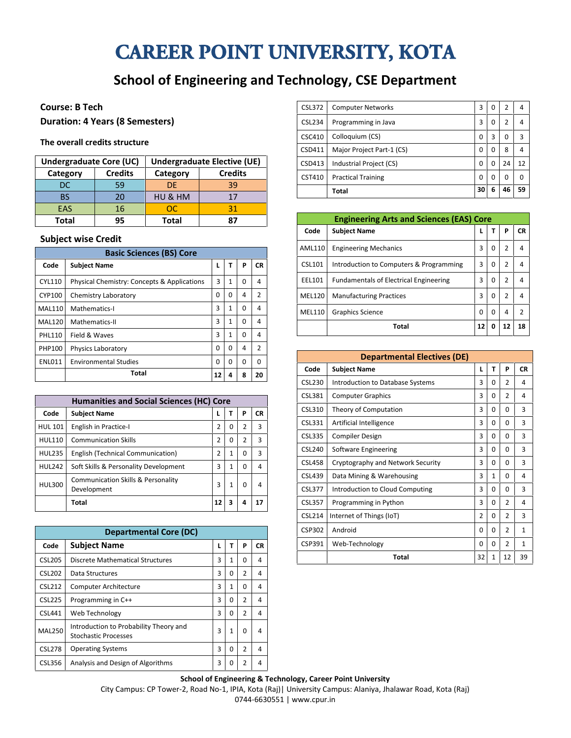# CAREER POINT UNIVERSITY, KOTA

## School of Engineering and Technology, CSE Department

**Course: B Tech**

**Duration: 4 Years (8 Semesters)**

**The overall credits structure**

| Undergraduate Core (UC) | | Undergraduate Elective (UE) | |
|---|---|---|---|
| **Category** | **Credits** | **Category** | **Credits** |
| DC | 59 | DE | 39 |
| BS | 20 | HU & HM | 17 |
| EAS | 16 | OC | 31 |
| **Total** | **95** | **Total** | **87** |

### Subject wise Credit

**Basic Sciences (BS) Core**

| Code | Subject Name | L | T | P | CR |
|---|---|---|---|---|---|
| CYL110 | Physical Chemistry: Concepts & Applications | 3 | 1 | 0 | 4 |
| CYP100 | Chemistry Laboratory | 0 | 0 | 4 | 2 |
| MAL110 | Mathematics-I | 3 | 1 | 0 | 4 |
| MAL120 | Mathematics-II | 3 | 1 | 0 | 4 |
| PHL110 | Field & Waves | 3 | 1 | 0 | 4 |
| PHP100 | Physics Laboratory | 0 | 0 | 4 | 2 |
| ENL011 | Environmental Studies | 0 | 0 | 0 | 0 |
| | **Total** | **12** | **4** | **8** | **20** |

**Humanities and Social Sciences (HC) Core**

| Code | Subject Name | L | T | P | CR |
|---|---|---|---|---|---|
| HUL 101 | English in Practice-I | 2 | 0 | 2 | 3 |
| HUL110 | Communication Skills | 2 | 0 | 2 | 3 |
| HUL235 | English (Technical Communication) | 2 | 1 | 0 | 3 |
| HUL242 | Soft Skills & Personality Development | 3 | 1 | 0 | 4 |
| HUL300 | Communication Skills & Personality Development | 3 | 1 | 0 | 4 |
| | **Total** | **12** | **3** | **4** | **17** |

**Departmental Core (DC)**

| Code | Subject Name | L | T | P | CR |
|---|---|---|---|---|---|
| CSL205 | Discrete Mathematical Structures | 3 | 1 | 0 | 4 |
| CSL202 | Data Structures | 3 | 0 | 2 | 4 |
| CSL212 | Computer Architecture | 3 | 1 | 0 | 4 |
| CSL225 | Programming in C++ | 3 | 0 | 2 | 4 |
| CSL441 | Web Technology | 3 | 0 | 2 | 4 |
| MAL250 | Introduction to Probability Theory and Stochastic Processes | 3 | 1 | 0 | 4 |
| CSL278 | Operating Systems | 3 | 0 | 2 | 4 |
| CSL356 | Analysis and Design of Algorithms | 3 | 0 | 2 | 4 |
| CSL372 | Computer Networks | 3 | 0 | 2 | 4 |
| CSL234 | Programming in Java | 3 | 0 | 2 | 4 |
| CSC410 | Colloquium (CS) | 0 | 3 | 0 | 3 |
| CSD411 | Major Project Part-1 (CS) | 0 | 0 | 8 | 4 |
| CSD413 | Industrial Project (CS) | 0 | 0 | 24 | 12 |
| CST410 | Practical Training | 0 | 0 | 0 | 0 |
| | **Total** | **30** | **6** | **46** | **59** |

**Engineering Arts and Sciences (EAS) Core**

| Code | Subject Name | L | T | P | CR |
|---|---|---|---|---|---|
| AML110 | Engineering Mechanics | 3 | 0 | 2 | 4 |
| CSL101 | Introduction to Computers & Programming | 3 | 0 | 2 | 4 |
| EEL101 | Fundamentals of Electrical Engineering | 3 | 0 | 2 | 4 |
| MEL120 | Manufacturing Practices | 3 | 0 | 2 | 4 |
| MEL110 | Graphics Science | 0 | 0 | 4 | 2 |
| | **Total** | **12** | **0** | **12** | **18** |

**Departmental Electives (DE)**

| Code | Subject Name | L | T | P | CR |
|---|---|---|---|---|---|
| CSL230 | Introduction to Database Systems | 3 | 0 | 2 | 4 |
| CSL381 | Computer Graphics | 3 | 0 | 2 | 4 |
| CSL310 | Theory of Computation | 3 | 0 | 0 | 3 |
| CSL331 | Artificial Intelligence | 3 | 0 | 0 | 3 |
| CSL335 | Compiler Design | 3 | 0 | 0 | 3 |
| CSL240 | Software Engineering | 3 | 0 | 0 | 3 |
| CSL458 | Cryptography and Network Security | 3 | 0 | 0 | 3 |
| CSL439 | Data Mining & Warehousing | 3 | 1 | 0 | 4 |
| CSL377 | Introduction to Cloud Computing | 3 | 0 | 0 | 3 |
| CSL357 | Programming in Python | 3 | 0 | 2 | 4 |
| CSL214 | Internet of Things (IoT) | 2 | 0 | 2 | 3 |
| CSP302 | Android | 0 | 0 | 2 | 1 |
| CSP391 | Web-Technology | 0 | 0 | 2 | 1 |
| | **Total** | 32 | 1 | 12 | 39 |

**School of Engineering & Technology, Career Point University**

City Campus: CP Tower-2, Road No-1, IPIA, Kota (Raj)| University Campus: Alaniya, Jhalawar Road, Kota (Raj)

0744-6630551 | www.cpur.in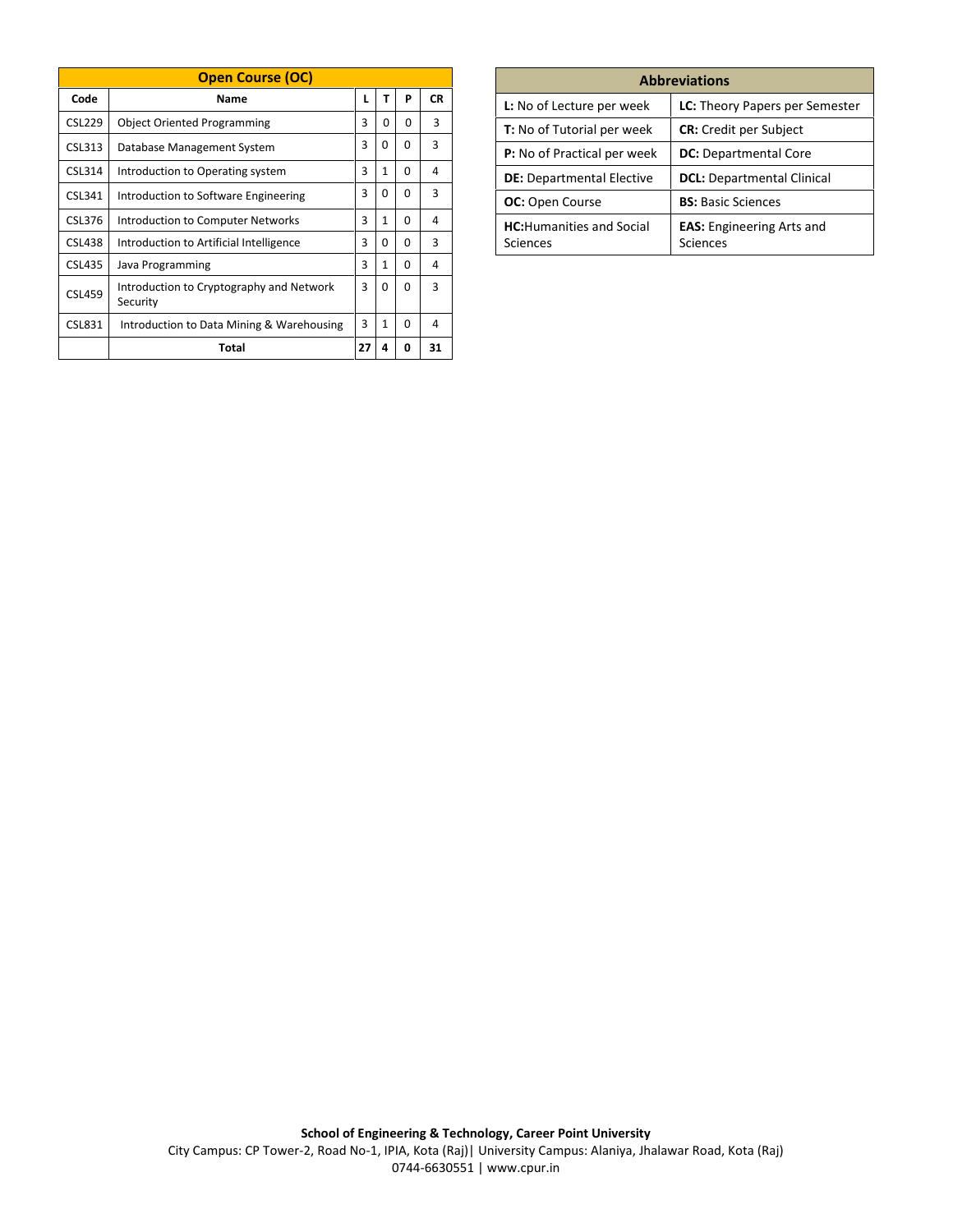| Open Course (OC) | | | | | |
|---|---|---|---|---|---|
| **Code** | **Name** | **L** | **T** | **P** | **CR** |
| CSL229 | Object Oriented Programming | 3 | 0 | 0 | 3 |
| CSL313 | Database Management System | 3 | 0 | 0 | 3 |
| CSL314 | Introduction to Operating system | 3 | 1 | 0 | 4 |
| CSL341 | Introduction to Software Engineering | 3 | 0 | 0 | 3 |
| CSL376 | Introduction to Computer Networks | 3 | 1 | 0 | 4 |
| CSL438 | Introduction to Artificial Intelligence | 3 | 0 | 0 | 3 |
| CSL435 | Java Programming | 3 | 1 | 0 | 4 |
| CSL459 | Introduction to Cryptography and Network Security | 3 | 0 | 0 | 3 |
| CSL831 | Introduction to Data Mining & Warehousing | 3 | 1 | 0 | 4 |
| | **Total** | **27** | **4** | **0** | **31** |

| Abbreviations | |
|---|---|
| **L:** No of Lecture per week | **LC:** Theory Papers per Semester |
| **T:** No of Tutorial per week | **CR:** Credit per Subject |
| **P:** No of Practical per week | **DC:** Departmental Core |
| **DE:** Departmental Elective | **DCL:** Departmental Clinical |
| **OC:** Open Course | **BS:** Basic Sciences |
| **HC:**Humanities and Social Sciences | **EAS:** Engineering Arts and Sciences |

**School of Engineering & Technology, Career Point University**
City Campus: CP Tower-2, Road No-1, IPIA, Kota (Raj)| University Campus: Alaniya, Jhalawar Road, Kota (Raj)
0744-6630551 | www.cpur.in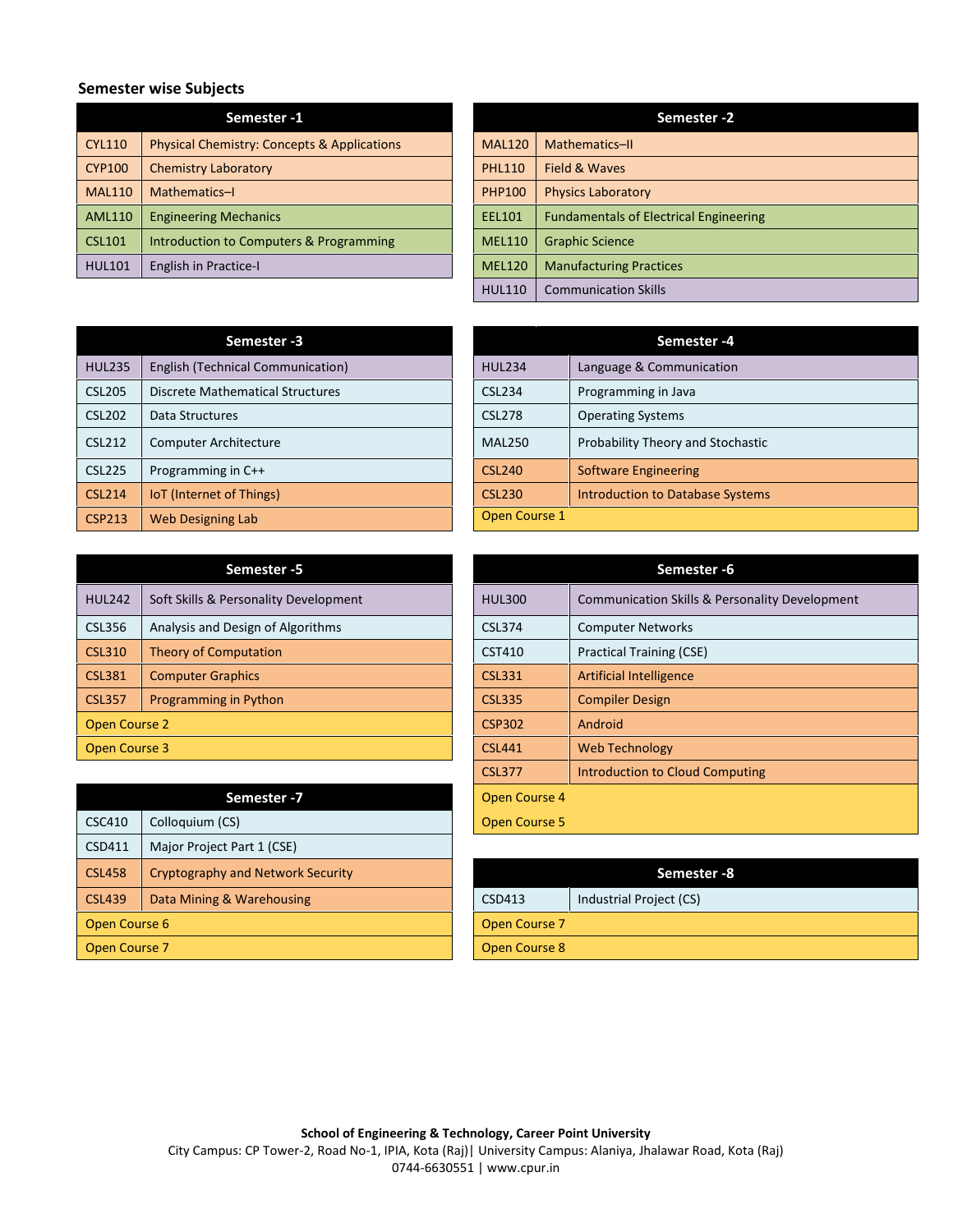## Semester wise Subjects

| Semester -1 | |
|---|---|
| CYL110 | Physical Chemistry: Concepts & Applications |
| CYP100 | Chemistry Laboratory |
| MAL110 | Mathematics–I |
| AML110 | Engineering Mechanics |
| CSL101 | Introduction to Computers & Programming |
| HUL101 | English in Practice-I |

| Semester -2 | |
|---|---|
| MAL120 | Mathematics–II |
| PHL110 | Field & Waves |
| PHP100 | Physics Laboratory |
| EEL101 | Fundamentals of Electrical Engineering |
| MEL110 | Graphic Science |
| MEL120 | Manufacturing Practices |
| HUL110 | Communication Skills |

| Semester -3 | |
|---|---|
| HUL235 | English (Technical Communication) |
| CSL205 | Discrete Mathematical Structures |
| CSL202 | Data Structures |
| CSL212 | Computer Architecture |
| CSL225 | Programming in C++ |
| CSL214 | IoT (Internet of Things) |
| CSP213 | Web Designing Lab |

| Semester -4 | |
|---|---|
| HUL234 | Language & Communication |
| CSL234 | Programming in Java |
| CSL278 | Operating Systems |
| MAL250 | Probability Theory and Stochastic |
| CSL240 | Software Engineering |
| CSL230 | Introduction to Database Systems |
| Open Course 1 | |

| Semester -5 | |
|---|---|
| HUL242 | Soft Skills & Personality Development |
| CSL356 | Analysis and Design of Algorithms |
| CSL310 | Theory of Computation |
| CSL381 | Computer Graphics |
| CSL357 | Programming in Python |
| Open Course 2 | |
| Open Course 3 | |

| Semester -6 | |
|---|---|
| HUL300 | Communication Skills & Personality Development |
| CSL374 | Computer Networks |
| CST410 | Practical Training (CSE) |
| CSL331 | Artificial Intelligence |
| CSL335 | Compiler Design |
| CSP302 | Android |
| CSL441 | Web Technology |
| CSL377 | Introduction to Cloud Computing |
| Open Course 4 | |
| Open Course 5 | |

| Semester -7 | |
|---|---|
| CSC410 | Colloquium (CS) |
| CSD411 | Major Project Part 1 (CSE) |
| CSL458 | Cryptography and Network Security |
| CSL439 | Data Mining & Warehousing |
| Open Course 6 | |
| Open Course 7 | |

| Semester -8 | |
|---|---|
| CSD413 | Industrial Project (CS) |
| Open Course 7 | |
| Open Course 8 | |

**School of Engineering & Technology, Career Point University**
City Campus: CP Tower-2, Road No-1, IPIA, Kota (Raj)| University Campus: Alaniya, Jhalawar Road, Kota (Raj)
0744-6630551 | www.cpur.in